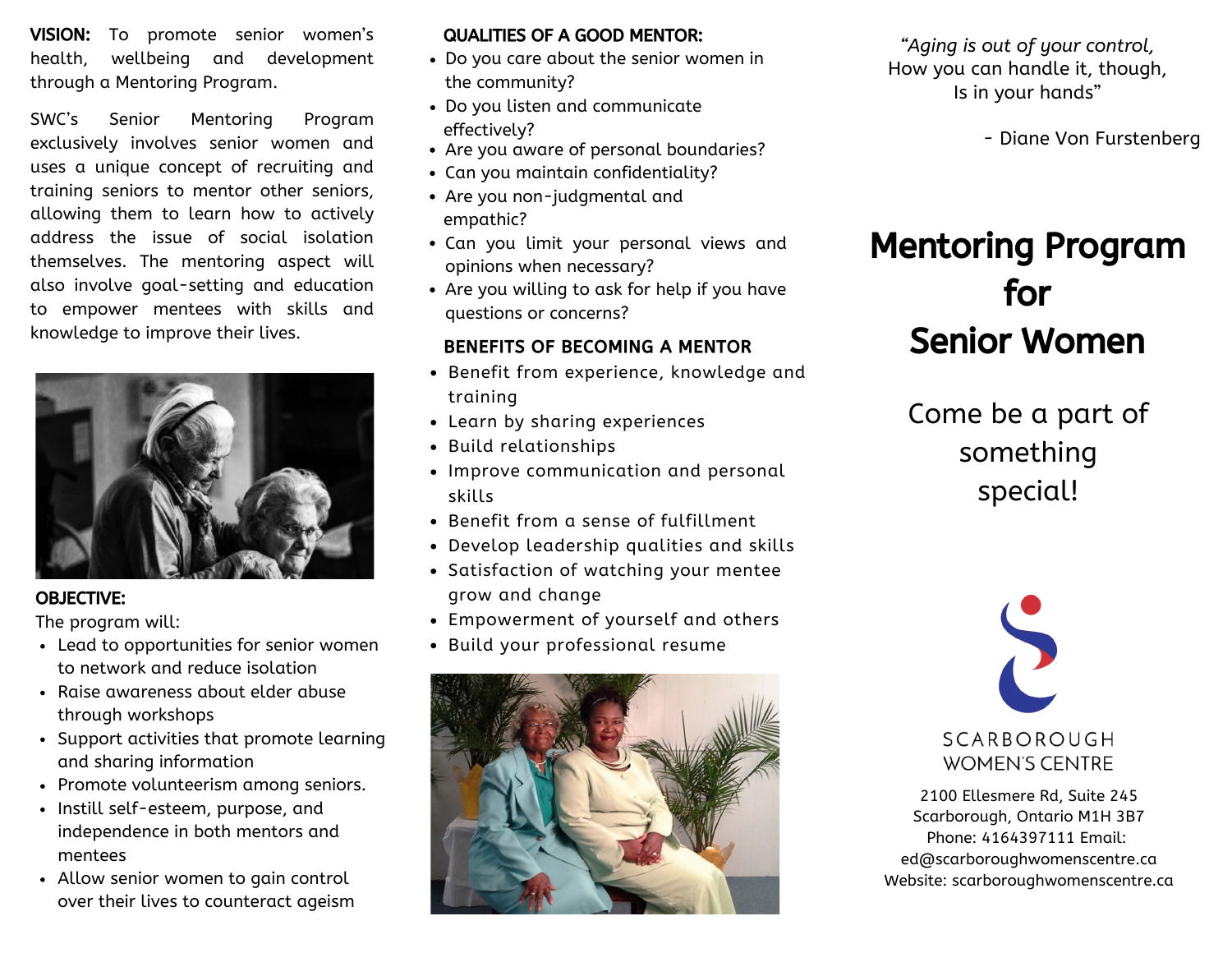**VISION:** To promote senior women's health, wellbeing and development through a Mentoring Program.

SWC's Senior Mentoring Program exclusively involves senior women and uses a unique concept of recruiting and training seniors to mentor other seniors, allowing them to learn how to actively address the issue of social isolation themselves. The mentoring aspect will also involve goal-setting and education to empower mentees with skills and knowledge to improve their lives.

**OBJECTIVE:**

The program will:

- Lead to opportunities for senior women to network and reduce isolation
- Raise awareness about elder abuse through workshops
- Support activities that promote learning and sharing information
- Promote volunteerism among seniors.
- Instill self-esteem, purpose, and independence in both mentors and mentees
- Allow senior women to gain control over their lives to counteract ageism

**QUALITIES OF A GOOD MENTOR:**

- Do you care about the senior women in the community?
- Do you listen and communicate effectively?
- Are you aware of personal boundaries?
- Can you maintain confidentiality?
- Are you non-judgmental and empathic?
- Can you limit your personal views and opinions when necessary?
- Are you willing to ask for help if you have questions or concerns?

**BENEFITS OF BECOMING A MENTOR**

- Benefit from experience, knowledge and training
- Learn by sharing experiences
- Build relationships
- Improve communication and personal skills
- Benefit from a sense of fulfillment
- Develop leadership qualities and skills
- Satisfaction of watching your mentee grow and change
- Empowerment of yourself and others
- Build your professional resume

*"Aging is out of your control,
How you can handle it, though,
Is in your hands"*

- Diane Von Furstenberg

# Mentoring Program for Senior Women

Come be a part of something special!

SCARBOROUGH WOMEN'S CENTRE

2100 Ellesmere Rd, Suite 245
Scarborough, Ontario M1H 3B7
Phone: 4164397111 Email: ed@scarboroughwomenscentre.ca
Website: scarboroughwomenscentre.ca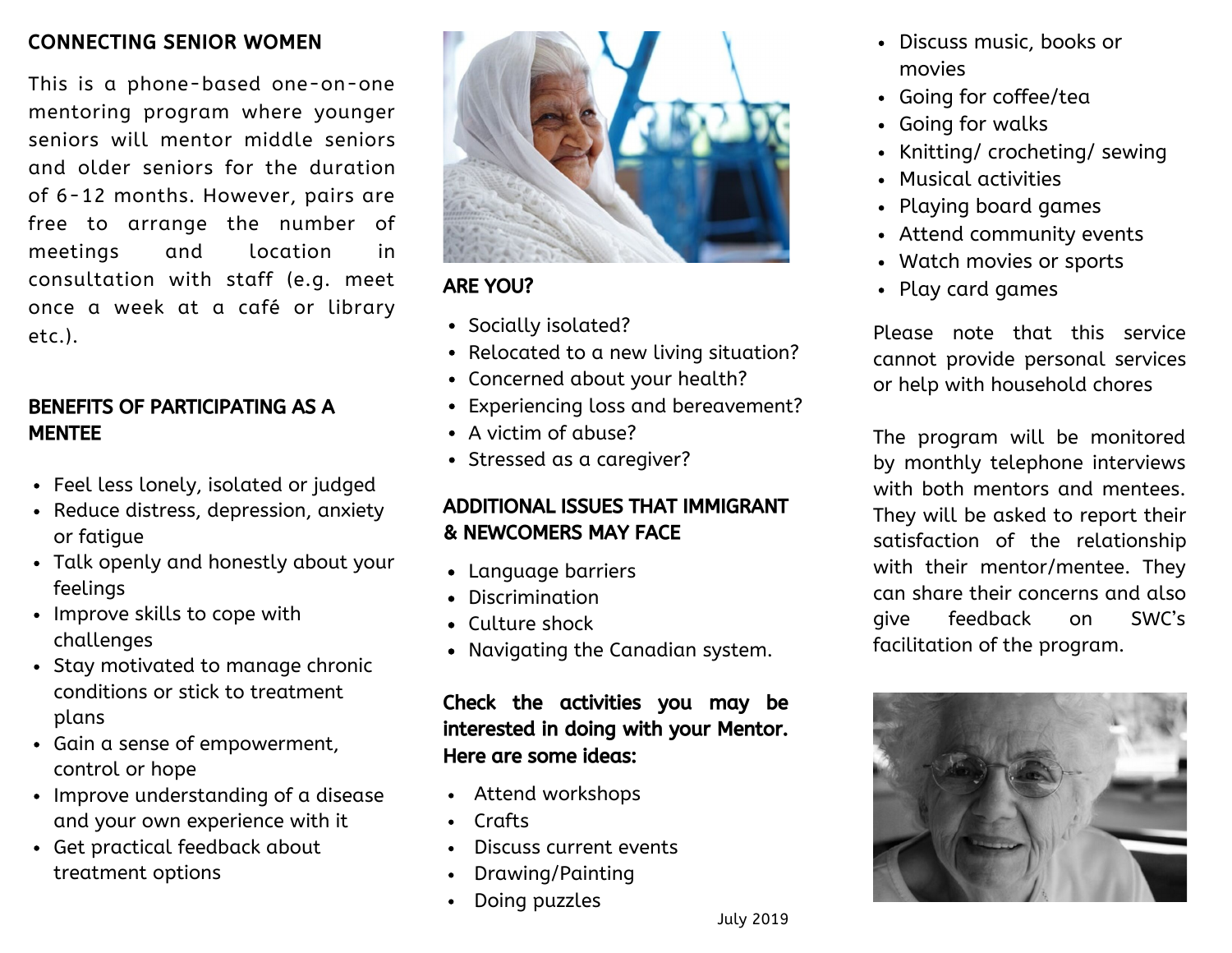## CONNECTING SENIOR WOMEN

This is a phone-based one-on-one mentoring program where younger seniors will mentor middle seniors and older seniors for the duration of 6-12 months. However, pairs are free to arrange the number of meetings and location in consultation with staff (e.g. meet once a week at a café or library etc.).

## BENEFITS OF PARTICIPATING AS A MENTEE

- Feel less lonely, isolated or judged
- Reduce distress, depression, anxiety or fatigue
- Talk openly and honestly about your feelings
- Improve skills to cope with challenges
- Stay motivated to manage chronic conditions or stick to treatment plans
- Gain a sense of empowerment, control or hope
- Improve understanding of a disease and your own experience with it
- Get practical feedback about treatment options

## ARE YOU?

- Socially isolated?
- Relocated to a new living situation?
- Concerned about your health?
- Experiencing loss and bereavement?
- A victim of abuse?
- Stressed as a caregiver?

## ADDITIONAL ISSUES THAT IMMIGRANT & NEWCOMERS MAY FACE

- Language barriers
- Discrimination
- Culture shock
- Navigating the Canadian system.

**Check the activities you may be interested in doing with your Mentor. Here are some ideas:**

- Attend workshops
- Crafts
- Discuss current events
- Drawing/Painting
- Doing puzzles
- Discuss music, books or movies
- Going for coffee/tea
- Going for walks
- Knitting/ crocheting/ sewing
- Musical activities
- Playing board games
- Attend community events
- Watch movies or sports
- Play card games

July 2019

Please note that this service cannot provide personal services or help with household chores

The program will be monitored by monthly telephone interviews with both mentors and mentees. They will be asked to report their satisfaction of the relationship with their mentor/mentee. They can share their concerns and also give feedback on SWC's facilitation of the program.